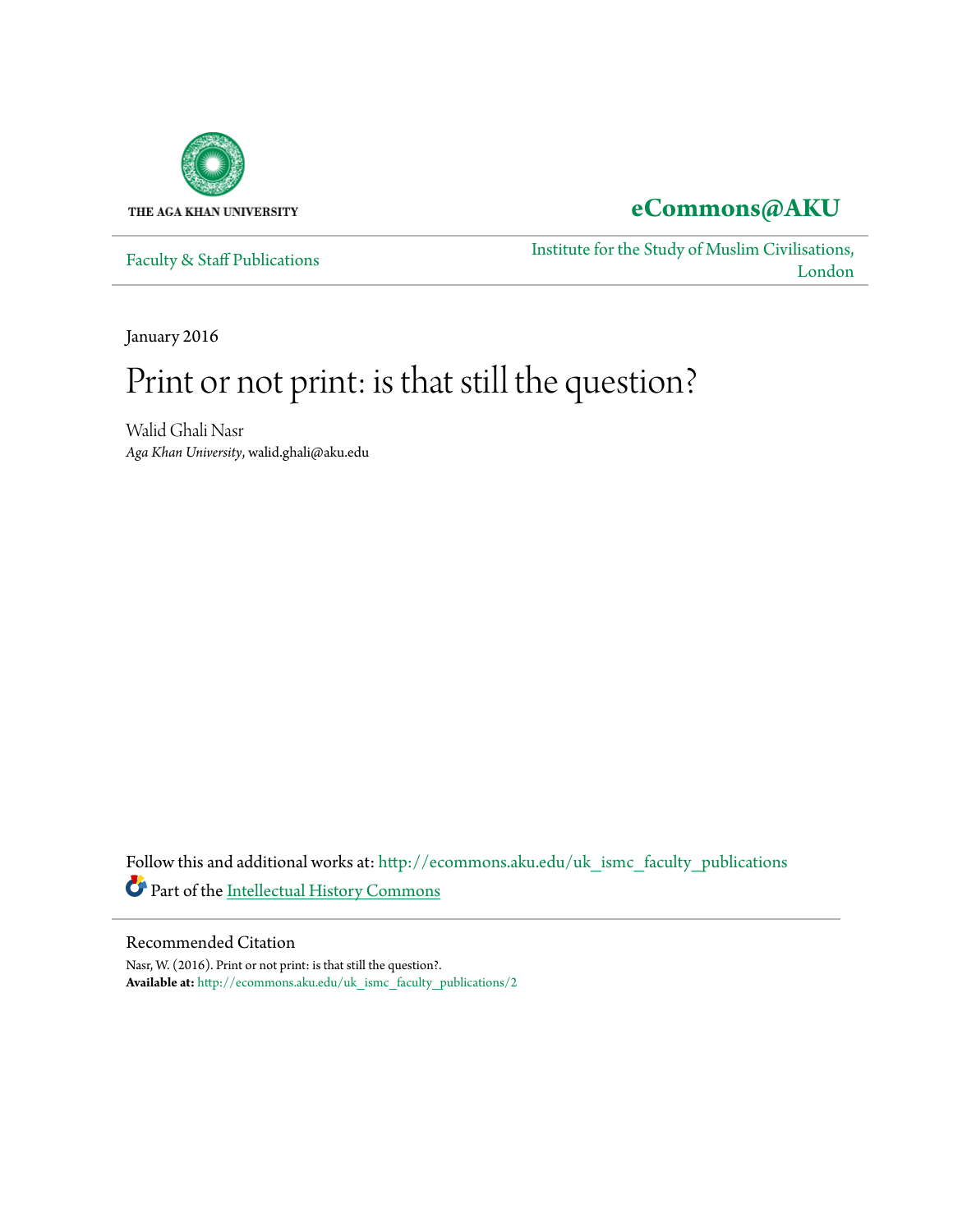THE AGA KHAN UNIVERSITY

**eCommons@AKU**

Faculty & Staff Publications

Institute for the Study of Muslim Civilisations, London

January 2016

# Print or not print: is that still the question?

Walid Ghali Nasr
*Aga Khan University*, walid.ghali@aku.edu

Follow this and additional works at: http://ecommons.aku.edu/uk_ismc_faculty_publications

Part of the Intellectual History Commons

## Recommended Citation

Nasr, W. (2016). Print or not print: is that still the question?.
**Available at:** http://ecommons.aku.edu/uk_ismc_faculty_publications/2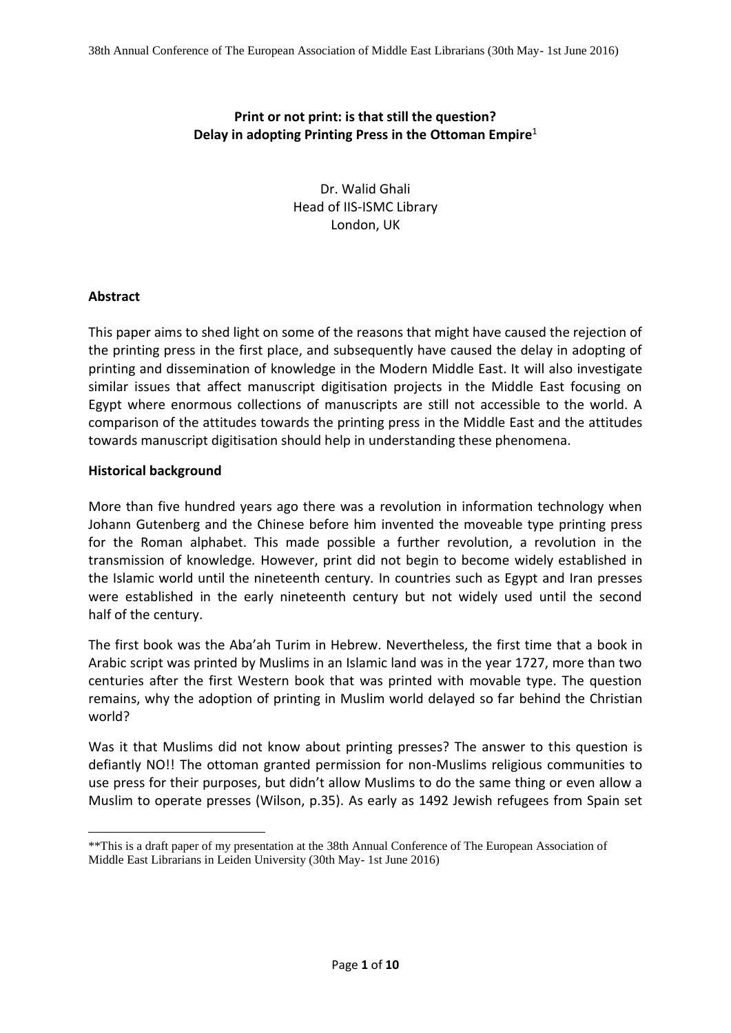**Print or not print: is that still the question?**
**Delay in adopting Printing Press in the Ottoman Empire**[1]

Dr. Walid Ghali
Head of IIS-ISMC Library
London, UK

## Abstract

This paper aims to shed light on some of the reasons that might have caused the rejection of the printing press in the first place, and subsequently have caused the delay in adopting of printing and dissemination of knowledge in the Modern Middle East. It will also investigate similar issues that affect manuscript digitisation projects in the Middle East focusing on Egypt where enormous collections of manuscripts are still not accessible to the world. A comparison of the attitudes towards the printing press in the Middle East and the attitudes towards manuscript digitisation should help in understanding these phenomena.

## Historical background

More than five hundred years ago there was a revolution in information technology when Johann Gutenberg and the Chinese before him invented the moveable type printing press for the Roman alphabet. This made possible a further revolution, a revolution in the transmission of knowledge. However, print did not begin to become widely established in the Islamic world until the nineteenth century. In countries such as Egypt and Iran presses were established in the early nineteenth century but not widely used until the second half of the century.

The first book was the Aba'ah Turim in Hebrew. Nevertheless, the first time that a book in Arabic script was printed by Muslims in an Islamic land was in the year 1727, more than two centuries after the first Western book that was printed with movable type. The question remains, why the adoption of printing in Muslim world delayed so far behind the Christian world?

Was it that Muslims did not know about printing presses? The answer to this question is defiantly NO!! The ottoman granted permission for non-Muslims religious communities to use press for their purposes, but didn't allow Muslims to do the same thing or even allow a Muslim to operate presses (Wilson, p.35). As early as 1492 Jewish refugees from Spain set

**This is a draft paper of my presentation at the 38th Annual Conference of The European Association of Middle East Librarians in Leiden University (30th May- 1st June 2016)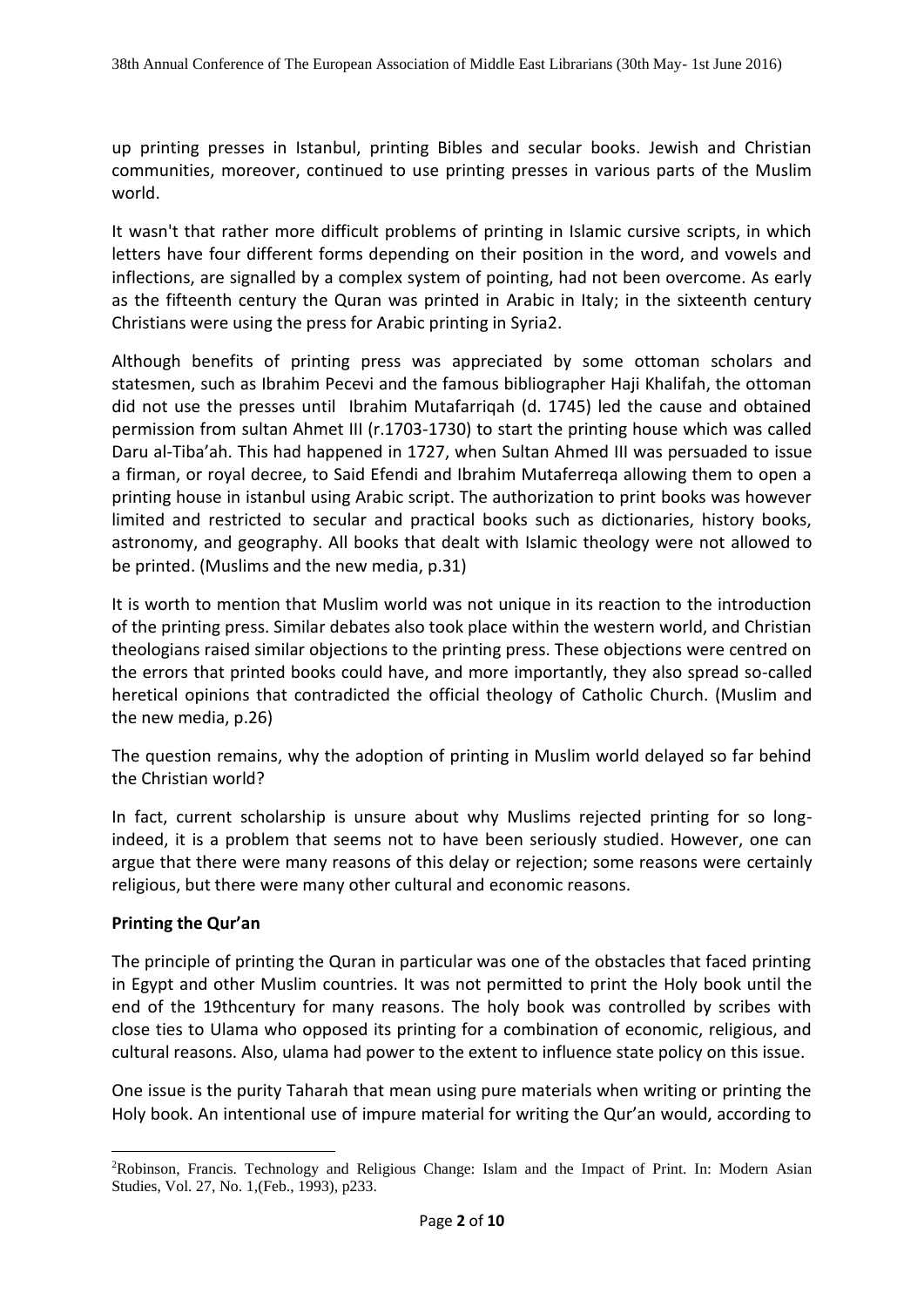up printing presses in Istanbul, printing Bibles and secular books. Jewish and Christian communities, moreover, continued to use printing presses in various parts of the Muslim world.

It wasn't that rather more difficult problems of printing in Islamic cursive scripts, in which letters have four different forms depending on their position in the word, and vowels and inflections, are signalled by a complex system of pointing, had not been overcome. As early as the fifteenth century the Quran was printed in Arabic in Italy; in the sixteenth century Christians were using the press for Arabic printing in Syria[2].

Although benefits of printing press was appreciated by some ottoman scholars and statesmen, such as Ibrahim Pecevi and the famous bibliographer Haji Khalifah, the ottoman did not use the presses until Ibrahim Mutafarriqah (d. 1745) led the cause and obtained permission from sultan Ahmet III (r.1703-1730) to start the printing house which was called Daru al-Tiba'ah. This had happened in 1727, when Sultan Ahmed III was persuaded to issue a firman, or royal decree, to Said Efendi and Ibrahim Mutaferreqa allowing them to open a printing house in istanbul using Arabic script. The authorization to print books was however limited and restricted to secular and practical books such as dictionaries, history books, astronomy, and geography. All books that dealt with Islamic theology were not allowed to be printed. (Muslims and the new media, p.31)

It is worth to mention that Muslim world was not unique in its reaction to the introduction of the printing press. Similar debates also took place within the western world, and Christian theologians raised similar objections to the printing press. These objections were centred on the errors that printed books could have, and more importantly, they also spread so-called heretical opinions that contradicted the official theology of Catholic Church. (Muslim and the new media, p.26)

The question remains, why the adoption of printing in Muslim world delayed so far behind the Christian world?

In fact, current scholarship is unsure about why Muslims rejected printing for so long-indeed, it is a problem that seems not to have been seriously studied. However, one can argue that there were many reasons of this delay or rejection; some reasons were certainly religious, but there were many other cultural and economic reasons.

**Printing the Qur'an**

The principle of printing the Quran in particular was one of the obstacles that faced printing in Egypt and other Muslim countries. It was not permitted to print the Holy book until the end of the 19thcentury for many reasons. The holy book was controlled by scribes with close ties to Ulama who opposed its printing for a combination of economic, religious, and cultural reasons. Also, ulama had power to the extent to influence state policy on this issue.

One issue is the purity Taharah that mean using pure materials when writing or printing the Holy book. An intentional use of impure material for writing the Qur'an would, according to

---

[2] Robinson, Francis. Technology and Religious Change: Islam and the Impact of Print. In: Modern Asian Studies, Vol. 27, No. 1,(Feb., 1993), p233.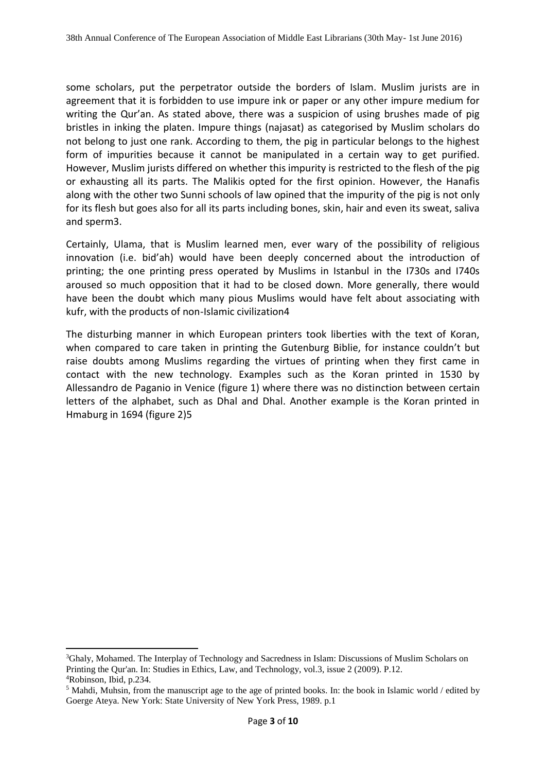some scholars, put the perpetrator outside the borders of Islam. Muslim jurists are in agreement that it is forbidden to use impure ink or paper or any other impure medium for writing the Qur'an. As stated above, there was a suspicion of using brushes made of pig bristles in inking the platen. Impure things (najasat) as categorised by Muslim scholars do not belong to just one rank. According to them, the pig in particular belongs to the highest form of impurities because it cannot be manipulated in a certain way to get purified. However, Muslim jurists differed on whether this impurity is restricted to the flesh of the pig or exhausting all its parts. The Malikis opted for the first opinion. However, the Hanafis along with the other two Sunni schools of law opined that the impurity of the pig is not only for its flesh but goes also for all its parts including bones, skin, hair and even its sweat, saliva and sperm[3].

Certainly, Ulama, that is Muslim learned men, ever wary of the possibility of religious innovation (i.e. bid'ah) would have been deeply concerned about the introduction of printing; the one printing press operated by Muslims in Istanbul in the I730s and I740s aroused so much opposition that it had to be closed down. More generally, there would have been the doubt which many pious Muslims would have felt about associating with kufr, with the products of non-Islamic civilization[4]

The disturbing manner in which European printers took liberties with the text of Koran, when compared to care taken in printing the Gutenburg Biblie, for instance couldn't but raise doubts among Muslims regarding the virtues of printing when they first came in contact with the new technology. Examples such as the Koran printed in 1530 by Allessandro de Paganio in Venice (figure 1) where there was no distinction between certain letters of the alphabet, such as Dhal and Dhal. Another example is the Koran printed in Hmaburg in 1694 (figure 2)[5]

---

[3] Ghaly, Mohamed. The Interplay of Technology and Sacredness in Islam: Discussions of Muslim Scholars on Printing the Qur'an. In: Studies in Ethics, Law, and Technology, vol.3, issue 2 (2009). P.12.

[4] Robinson, Ibid, p.234.

[5] Mahdi, Muhsin, from the manuscript age to the age of printed books. In: the book in Islamic world / edited by Goerge Ateya. New York: State University of New York Press, 1989. p.1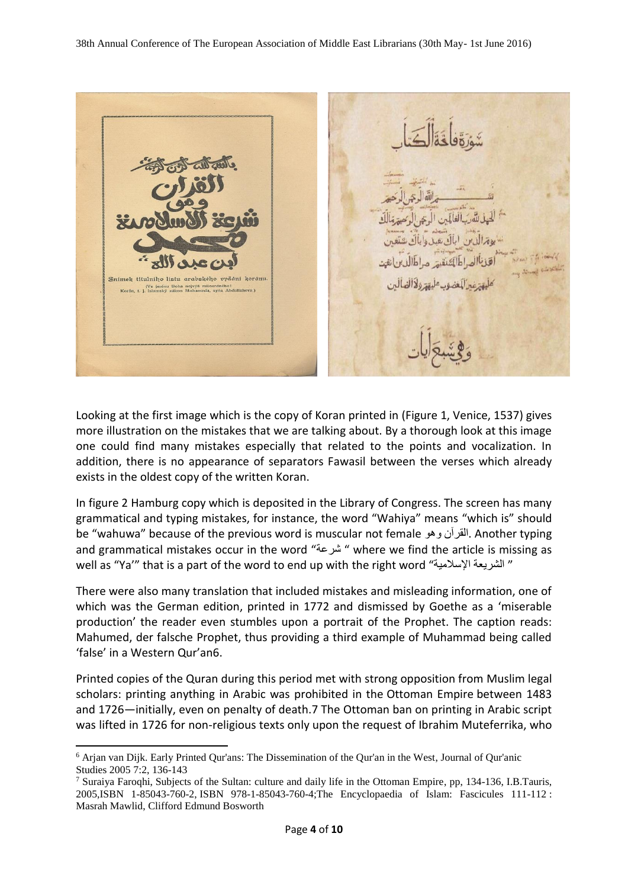Looking at the first image which is the copy of Koran printed in (Figure 1, Venice, 1537) gives more illustration on the mistakes that we are talking about. By a thorough look at this image one could find many mistakes especially that related to the points and vocalization. In addition, there is no appearance of separators Fawasil between the verses which already exists in the oldest copy of the written Koran.

In figure 2 Hamburg copy which is deposited in the Library of Congress. The screen has many grammatical and typing mistakes, for instance, the word "Wahiya" means "which is" should be "wahuwa" because of the previous word is muscular not female القرآن وهو. Another typing and grammatical mistakes occur in the word "شرعة " where we find the article is missing as well as "Ya'" that is a part of the word to end up with the right word "الشريعة الإسلامية "

There were also many translation that included mistakes and misleading information, one of which was the German edition, printed in 1772 and dismissed by Goethe as a 'miserable production' the reader even stumbles upon a portrait of the Prophet. The caption reads: Mahumed, der falsche Prophet, thus providing a third example of Muhammad being called 'false' in a Western Qur'an[6].

Printed copies of the Quran during this period met with strong opposition from Muslim legal scholars: printing anything in Arabic was prohibited in the Ottoman Empire between 1483 and 1726—initially, even on penalty of death.[7] The Ottoman ban on printing in Arabic script was lifted in 1726 for non-religious texts only upon the request of Ibrahim Muteferrika, who

[6] Arjan van Dijk. Early Printed Qur'ans: The Dissemination of the Qur'an in the West, Journal of Qur'anic Studies 2005 7:2, 136-143

[7] Suraiya Faroqhi, Subjects of the Sultan: culture and daily life in the Ottoman Empire, pp, 134-136, I.B.Tauris, 2005,ISBN 1-85043-760-2, ISBN 978-1-85043-760-4;The Encyclopaedia of Islam: Fascicules 111-112 : Masrah Mawlid, Clifford Edmund Bosworth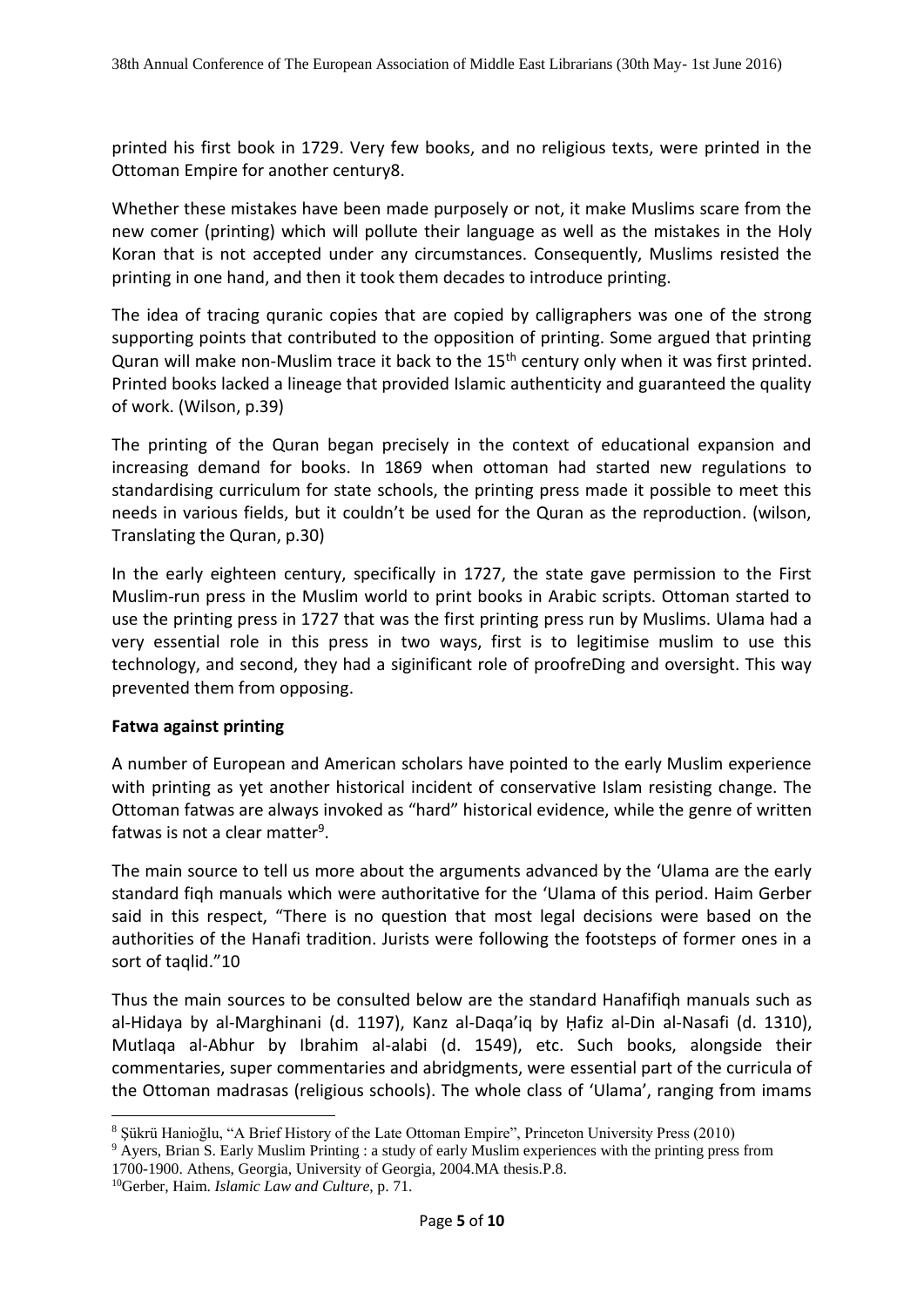printed his first book in 1729. Very few books, and no religious texts, were printed in the Ottoman Empire for another century8.

Whether these mistakes have been made purposely or not, it make Muslims scare from the new comer (printing) which will pollute their language as well as the mistakes in the Holy Koran that is not accepted under any circumstances. Consequently, Muslims resisted the printing in one hand, and then it took them decades to introduce printing.

The idea of tracing quranic copies that are copied by calligraphers was one of the strong supporting points that contributed to the opposition of printing. Some argued that printing Quran will make non-Muslim trace it back to the 15th century only when it was first printed. Printed books lacked a lineage that provided Islamic authenticity and guaranteed the quality of work. (Wilson, p.39)

The printing of the Quran began precisely in the context of educational expansion and increasing demand for books. In 1869 when ottoman had started new regulations to standardising curriculum for state schools, the printing press made it possible to meet this needs in various fields, but it couldn't be used for the Quran as the reproduction. (wilson, Translating the Quran, p.30)

In the early eighteen century, specifically in 1727, the state gave permission to the First Muslim-run press in the Muslim world to print books in Arabic scripts. Ottoman started to use the printing press in 1727 that was the first printing press run by Muslims. Ulama had a very essential role in this press in two ways, first is to legitimise muslim to use this technology, and second, they had a siginificant role of proofreDing and oversight. This way prevented them from opposing.

**Fatwa against printing**

A number of European and American scholars have pointed to the early Muslim experience with printing as yet another historical incident of conservative Islam resisting change. The Ottoman fatwas are always invoked as "hard" historical evidence, while the genre of written fatwas is not a clear matter[9].

The main source to tell us more about the arguments advanced by the 'Ulama are the early standard fiqh manuals which were authoritative for the 'Ulama of this period. Haim Gerber said in this respect, "There is no question that most legal decisions were based on the authorities of the Hanafi tradition. Jurists were following the footsteps of former ones in a sort of taqlid."10

Thus the main sources to be consulted below are the standard Hanafifiqh manuals such as al-Hidaya by al-Marghinani (d. 1197), Kanz al-Daqa'iq by Ḥafiz al-Din al-Nasafi (d. 1310), Mutlaqa al-Abhur by Ibrahim al-alabi (d. 1549), etc. Such books, alongside their commentaries, super commentaries and abridgments, were essential part of the curricula of the Ottoman madrasas (religious schools). The whole class of 'Ulama', ranging from imams

---

[8] Şükrü Hanioğlu, "A Brief History of the Late Ottoman Empire", Princeton University Press (2010)

[9] Ayers, Brian S. Early Muslim Printing : a study of early Muslim experiences with the printing press from 1700-1900. Athens, Georgia, University of Georgia, 2004.MA thesis.P.8.

[10] Gerber, Haim. *Islamic Law and Culture*, p. 71.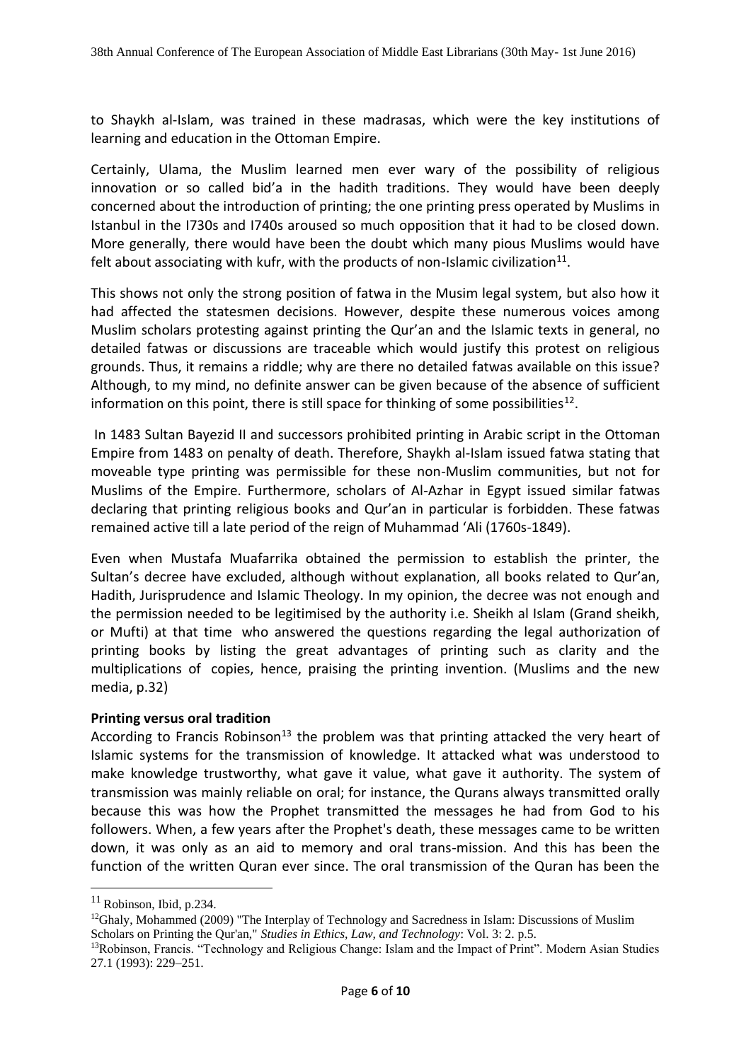to Shaykh al-Islam, was trained in these madrasas, which were the key institutions of learning and education in the Ottoman Empire.

Certainly, Ulama, the Muslim learned men ever wary of the possibility of religious innovation or so called bid'a in the hadith traditions. They would have been deeply concerned about the introduction of printing; the one printing press operated by Muslims in Istanbul in the I730s and I740s aroused so much opposition that it had to be closed down. More generally, there would have been the doubt which many pious Muslims would have felt about associating with kufr, with the products of non-Islamic civilization[11].

This shows not only the strong position of fatwa in the Musim legal system, but also how it had affected the statesmen decisions. However, despite these numerous voices among Muslim scholars protesting against printing the Qur'an and the Islamic texts in general, no detailed fatwas or discussions are traceable which would justify this protest on religious grounds. Thus, it remains a riddle; why are there no detailed fatwas available on this issue? Although, to my mind, no definite answer can be given because of the absence of sufficient information on this point, there is still space for thinking of some possibilities[12].

In 1483 Sultan Bayezid II and successors prohibited printing in Arabic script in the Ottoman Empire from 1483 on penalty of death. Therefore, Shaykh al-Islam issued fatwa stating that moveable type printing was permissible for these non-Muslim communities, but not for Muslims of the Empire. Furthermore, scholars of Al-Azhar in Egypt issued similar fatwas declaring that printing religious books and Qur'an in particular is forbidden. These fatwas remained active till a late period of the reign of Muhammad 'Ali (1760s-1849).

Even when Mustafa Muafarrika obtained the permission to establish the printer, the Sultan's decree have excluded, although without explanation, all books related to Qur'an, Hadith, Jurisprudence and Islamic Theology. In my opinion, the decree was not enough and the permission needed to be legitimised by the authority i.e. Sheikh al Islam (Grand sheikh, or Mufti) at that time who answered the questions regarding the legal authorization of printing books by listing the great advantages of printing such as clarity and the multiplications of copies, hence, praising the printing invention. (Muslims and the new media, p.32)

**Printing versus oral tradition**

According to Francis Robinson[13] the problem was that printing attacked the very heart of Islamic systems for the transmission of knowledge. It attacked what was understood to make knowledge trustworthy, what gave it value, what gave it authority. The system of transmission was mainly reliable on oral; for instance, the Qurans always transmitted orally because this was how the Prophet transmitted the messages he had from God to his followers. When, a few years after the Prophet's death, these messages came to be written down, it was only as an aid to memory and oral trans-mission. And this has been the function of the written Quran ever since. The oral transmission of the Quran has been the

---

[11] Robinson, Ibid, p.234.

[12] Ghaly, Mohammed (2009) "The Interplay of Technology and Sacredness in Islam: Discussions of Muslim Scholars on Printing the Qur'an," *Studies in Ethics, Law, and Technology*: Vol. 3: 2. p.5.

[13] Robinson, Francis. "Technology and Religious Change: Islam and the Impact of Print". Modern Asian Studies 27.1 (1993): 229–251.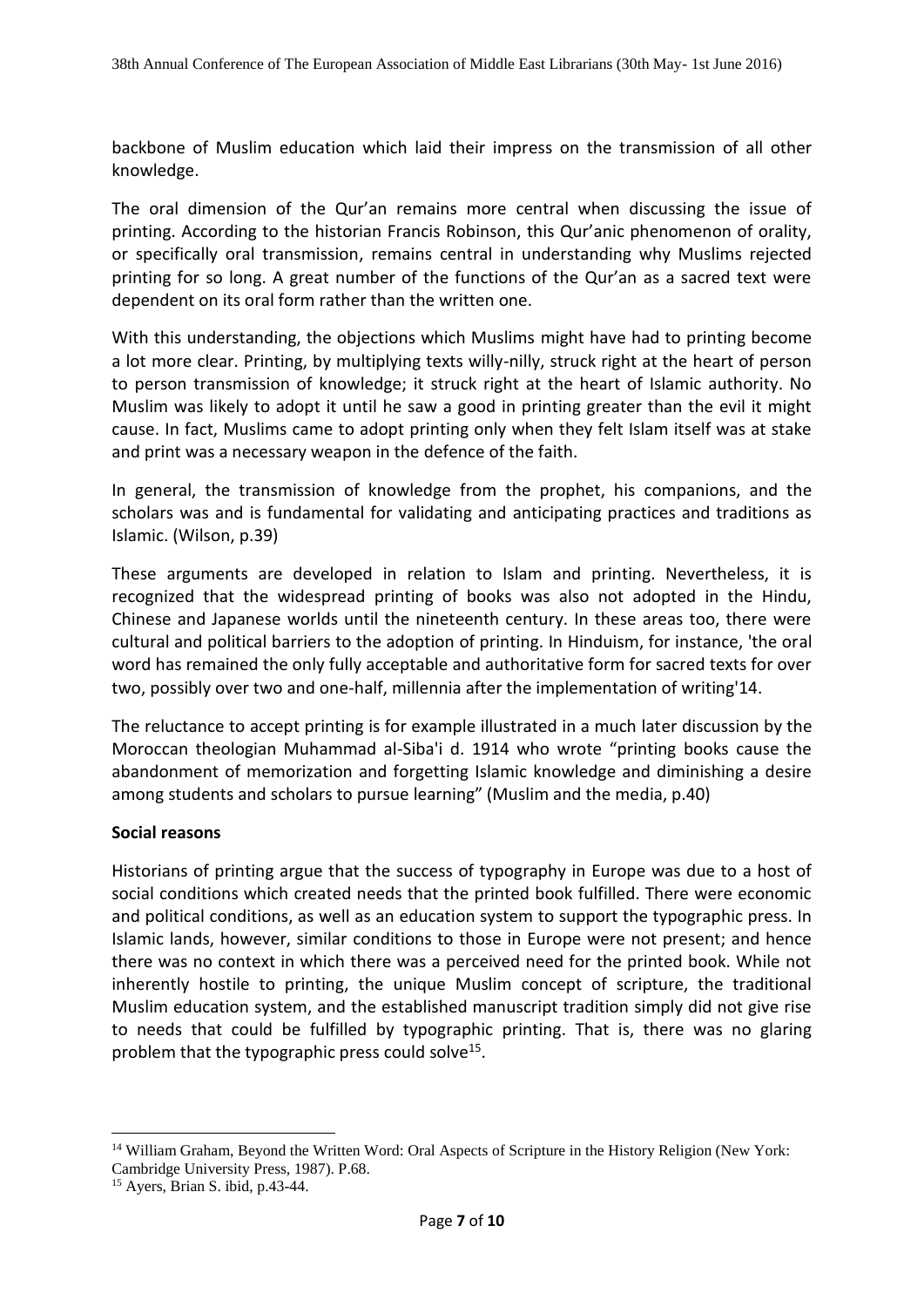backbone of Muslim education which laid their impress on the transmission of all other knowledge.

The oral dimension of the Qur'an remains more central when discussing the issue of printing. According to the historian Francis Robinson, this Qur'anic phenomenon of orality, or specifically oral transmission, remains central in understanding why Muslims rejected printing for so long. A great number of the functions of the Qur'an as a sacred text were dependent on its oral form rather than the written one.

With this understanding, the objections which Muslims might have had to printing become a lot more clear. Printing, by multiplying texts willy-nilly, struck right at the heart of person to person transmission of knowledge; it struck right at the heart of Islamic authority. No Muslim was likely to adopt it until he saw a good in printing greater than the evil it might cause. In fact, Muslims came to adopt printing only when they felt Islam itself was at stake and print was a necessary weapon in the defence of the faith.

In general, the transmission of knowledge from the prophet, his companions, and the scholars was and is fundamental for validating and anticipating practices and traditions as Islamic. (Wilson, p.39)

These arguments are developed in relation to Islam and printing. Nevertheless, it is recognized that the widespread printing of books was also not adopted in the Hindu, Chinese and Japanese worlds until the nineteenth century. In these areas too, there were cultural and political barriers to the adoption of printing. In Hinduism, for instance, 'the oral word has remained the only fully acceptable and authoritative form for sacred texts for over two, possibly over two and one-half, millennia after the implementation of writing'14.

The reluctance to accept printing is for example illustrated in a much later discussion by the Moroccan theologian Muhammad al-Siba'i d. 1914 who wrote "printing books cause the abandonment of memorization and forgetting Islamic knowledge and diminishing a desire among students and scholars to pursue learning" (Muslim and the media, p.40)

**Social reasons**

Historians of printing argue that the success of typography in Europe was due to a host of social conditions which created needs that the printed book fulfilled. There were economic and political conditions, as well as an education system to support the typographic press. In Islamic lands, however, similar conditions to those in Europe were not present; and hence there was no context in which there was a perceived need for the printed book. While not inherently hostile to printing, the unique Muslim concept of scripture, the traditional Muslim education system, and the established manuscript tradition simply did not give rise to needs that could be fulfilled by typographic printing. That is, there was no glaring problem that the typographic press could solve[15].

---

[14] William Graham, Beyond the Written Word: Oral Aspects of Scripture in the History Religion (New York: Cambridge University Press, 1987). P.68.

[15] Ayers, Brian S. ibid, p.43-44.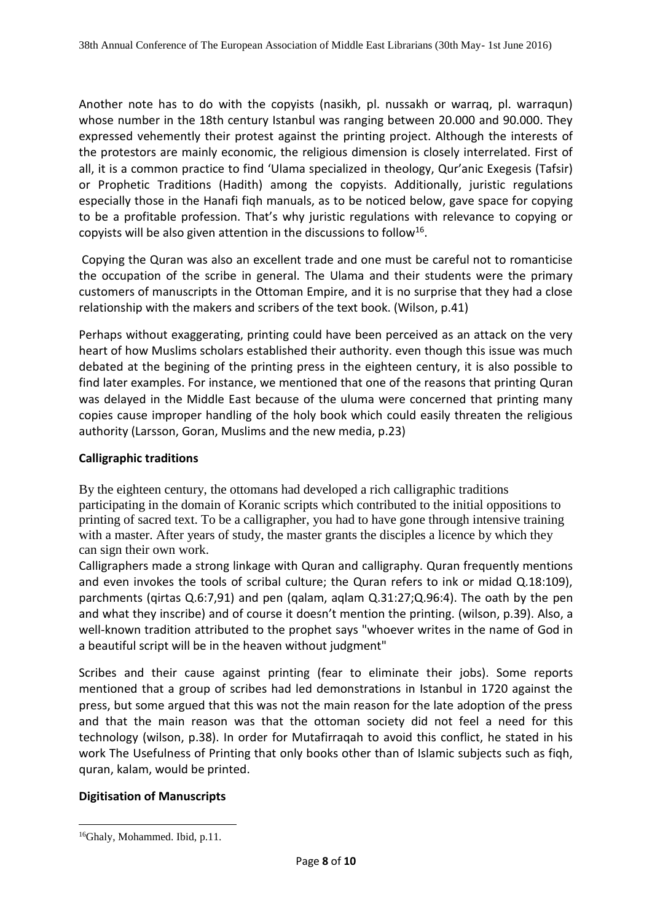Another note has to do with the copyists (nasikh, pl. nussakh or warraq, pl. warraqun) whose number in the 18th century Istanbul was ranging between 20.000 and 90.000. They expressed vehemently their protest against the printing project. Although the interests of the protestors are mainly economic, the religious dimension is closely interrelated. First of all, it is a common practice to find 'Ulama specialized in theology, Qur'anic Exegesis (Tafsir) or Prophetic Traditions (Hadith) among the copyists. Additionally, juristic regulations especially those in the Hanafi fiqh manuals, as to be noticed below, gave space for copying to be a profitable profession. That's why juristic regulations with relevance to copying or copyists will be also given attention in the discussions to follow[16].

Copying the Quran was also an excellent trade and one must be careful not to romanticise the occupation of the scribe in general. The Ulama and their students were the primary customers of manuscripts in the Ottoman Empire, and it is no surprise that they had a close relationship with the makers and scribers of the text book. (Wilson, p.41)

Perhaps without exaggerating, printing could have been perceived as an attack on the very heart of how Muslims scholars established their authority. even though this issue was much debated at the begining of the printing press in the eighteen century, it is also possible to find later examples. For instance, we mentioned that one of the reasons that printing Quran was delayed in the Middle East because of the uluma were concerned that printing many copies cause improper handling of the holy book which could easily threaten the religious authority (Larsson, Goran, Muslims and the new media, p.23)

**Calligraphic traditions**

By the eighteen century, the ottomans had developed a rich calligraphic traditions participating in the domain of Koranic scripts which contributed to the initial oppositions to printing of sacred text. To be a calligrapher, you had to have gone through intensive training with a master. After years of study, the master grants the disciples a licence by which they can sign their own work.

Calligraphers made a strong linkage with Quran and calligraphy. Quran frequently mentions and even invokes the tools of scribal culture; the Quran refers to ink or midad Q.18:109), parchments (qirtas Q.6:7,91) and pen (qalam, aqlam Q.31:27;Q.96:4). The oath by the pen and what they inscribe) and of course it doesn't mention the printing. (wilson, p.39). Also, a well-known tradition attributed to the prophet says "whoever writes in the name of God in a beautiful script will be in the heaven without judgment"

Scribes and their cause against printing (fear to eliminate their jobs). Some reports mentioned that a group of scribes had led demonstrations in Istanbul in 1720 against the press, but some argued that this was not the main reason for the late adoption of the press and that the main reason was that the ottoman society did not feel a need for this technology (wilson, p.38). In order for Mutafirraqah to avoid this conflict, he stated in his work The Usefulness of Printing that only books other than of Islamic subjects such as fiqh, quran, kalam, would be printed.

**Digitisation of Manuscripts**

[16] Ghaly, Mohammed. Ibid, p.11.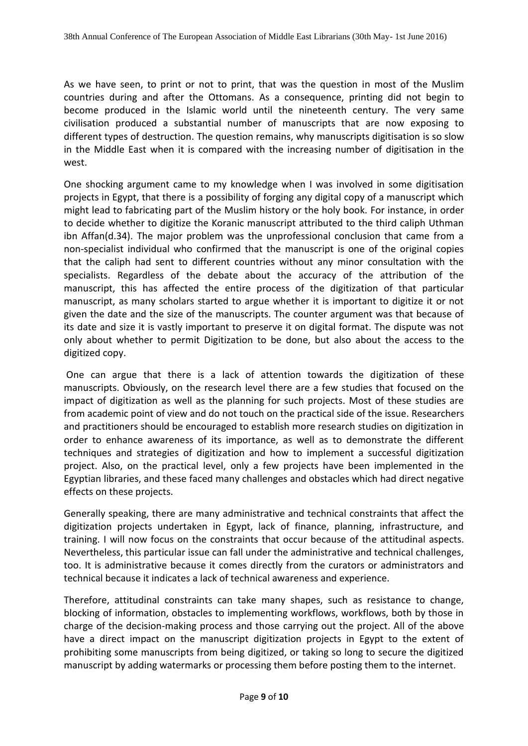As we have seen, to print or not to print, that was the question in most of the Muslim countries during and after the Ottomans. As a consequence, printing did not begin to become produced in the Islamic world until the nineteenth century. The very same civilisation produced a substantial number of manuscripts that are now exposing to different types of destruction. The question remains, why manuscripts digitisation is so slow in the Middle East when it is compared with the increasing number of digitisation in the west.

One shocking argument came to my knowledge when I was involved in some digitisation projects in Egypt, that there is a possibility of forging any digital copy of a manuscript which might lead to fabricating part of the Muslim history or the holy book. For instance, in order to decide whether to digitize the Koranic manuscript attributed to the third caliph Uthman ibn Affan(d.34). The major problem was the unprofessional conclusion that came from a non-specialist individual who confirmed that the manuscript is one of the original copies that the caliph had sent to different countries without any minor consultation with the specialists. Regardless of the debate about the accuracy of the attribution of the manuscript, this has affected the entire process of the digitization of that particular manuscript, as many scholars started to argue whether it is important to digitize it or not given the date and the size of the manuscripts. The counter argument was that because of its date and size it is vastly important to preserve it on digital format. The dispute was not only about whether to permit Digitization to be done, but also about the access to the digitized copy.

One can argue that there is a lack of attention towards the digitization of these manuscripts. Obviously, on the research level there are a few studies that focused on the impact of digitization as well as the planning for such projects. Most of these studies are from academic point of view and do not touch on the practical side of the issue. Researchers and practitioners should be encouraged to establish more research studies on digitization in order to enhance awareness of its importance, as well as to demonstrate the different techniques and strategies of digitization and how to implement a successful digitization project. Also, on the practical level, only a few projects have been implemented in the Egyptian libraries, and these faced many challenges and obstacles which had direct negative effects on these projects.

Generally speaking, there are many administrative and technical constraints that affect the digitization projects undertaken in Egypt, lack of finance, planning, infrastructure, and training. I will now focus on the constraints that occur because of the attitudinal aspects. Nevertheless, this particular issue can fall under the administrative and technical challenges, too. It is administrative because it comes directly from the curators or administrators and technical because it indicates a lack of technical awareness and experience.

Therefore, attitudinal constraints can take many shapes, such as resistance to change, blocking of information, obstacles to implementing workflows, workflows, both by those in charge of the decision-making process and those carrying out the project. All of the above have a direct impact on the manuscript digitization projects in Egypt to the extent of prohibiting some manuscripts from being digitized, or taking so long to secure the digitized manuscript by adding watermarks or processing them before posting them to the internet.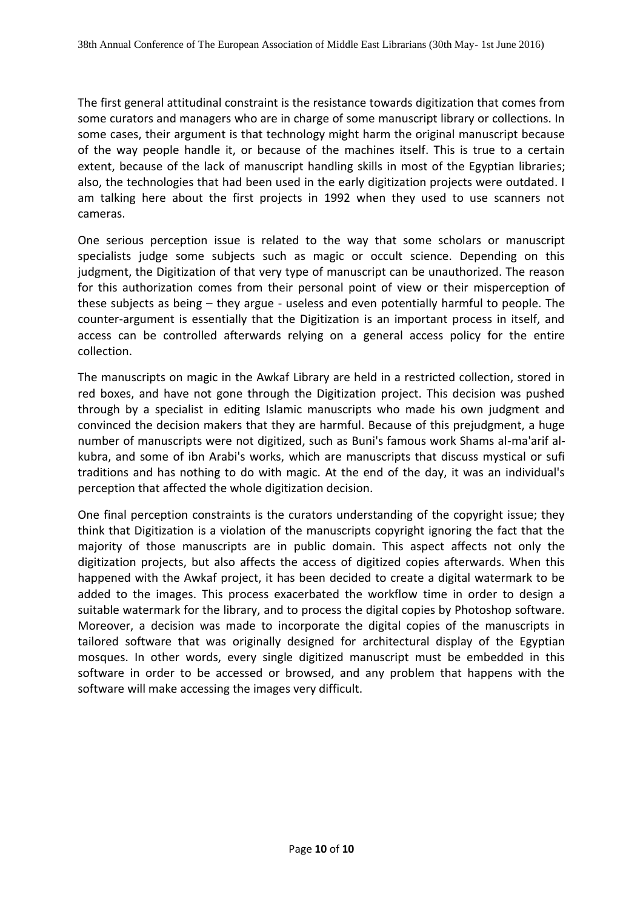The first general attitudinal constraint is the resistance towards digitization that comes from some curators and managers who are in charge of some manuscript library or collections. In some cases, their argument is that technology might harm the original manuscript because of the way people handle it, or because of the machines itself. This is true to a certain extent, because of the lack of manuscript handling skills in most of the Egyptian libraries; also, the technologies that had been used in the early digitization projects were outdated. I am talking here about the first projects in 1992 when they used to use scanners not cameras.

One serious perception issue is related to the way that some scholars or manuscript specialists judge some subjects such as magic or occult science. Depending on this judgment, the Digitization of that very type of manuscript can be unauthorized. The reason for this authorization comes from their personal point of view or their misperception of these subjects as being – they argue - useless and even potentially harmful to people. The counter-argument is essentially that the Digitization is an important process in itself, and access can be controlled afterwards relying on a general access policy for the entire collection.

The manuscripts on magic in the Awkaf Library are held in a restricted collection, stored in red boxes, and have not gone through the Digitization project. This decision was pushed through by a specialist in editing Islamic manuscripts who made his own judgment and convinced the decision makers that they are harmful. Because of this prejudgment, a huge number of manuscripts were not digitized, such as Buni's famous work Shams al-ma'arif al-kubra, and some of ibn Arabi's works, which are manuscripts that discuss mystical or sufi traditions and has nothing to do with magic. At the end of the day, it was an individual's perception that affected the whole digitization decision.

One final perception constraints is the curators understanding of the copyright issue; they think that Digitization is a violation of the manuscripts copyright ignoring the fact that the majority of those manuscripts are in public domain. This aspect affects not only the digitization projects, but also affects the access of digitized copies afterwards. When this happened with the Awkaf project, it has been decided to create a digital watermark to be added to the images. This process exacerbated the workflow time in order to design a suitable watermark for the library, and to process the digital copies by Photoshop software. Moreover, a decision was made to incorporate the digital copies of the manuscripts in tailored software that was originally designed for architectural display of the Egyptian mosques. In other words, every single digitized manuscript must be embedded in this software in order to be accessed or browsed, and any problem that happens with the software will make accessing the images very difficult.